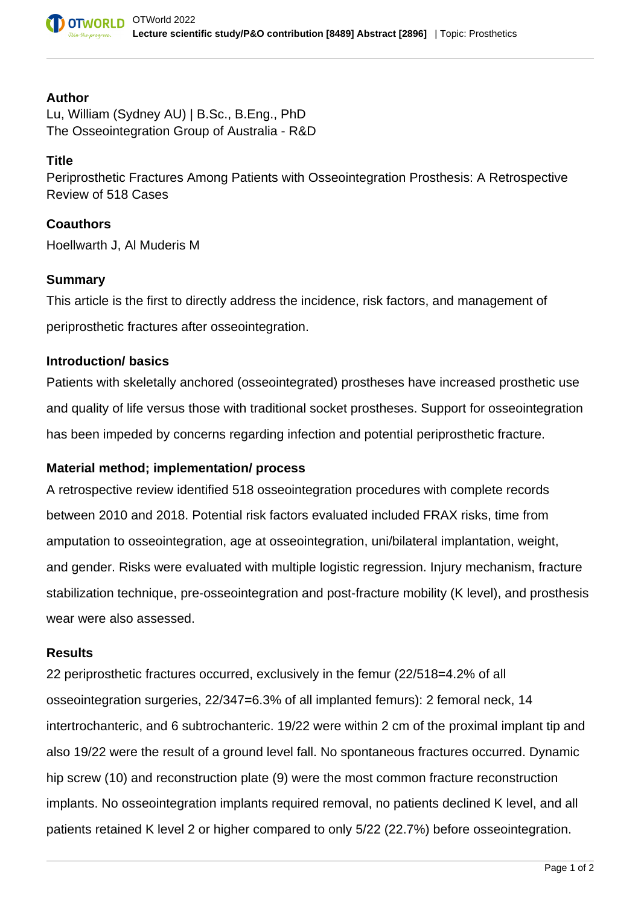### Author

Lu, William (Sydney AU) | B.Sc., B.Eng., PhD
The Osseointegration Group of Australia - R&D

### Title

Periprosthetic Fractures Among Patients with Osseointegration Prosthesis: A Retrospective Review of 518 Cases

### Coauthors

Hoellwarth J, Al Muderis M

### Summary

This article is the first to directly address the incidence, risk factors, and management of periprosthetic fractures after osseointegration.

### Introduction/ basics

Patients with skeletally anchored (osseointegrated) prostheses have increased prosthetic use and quality of life versus those with traditional socket prostheses. Support for osseointegration has been impeded by concerns regarding infection and potential periprosthetic fracture.

### Material method; implementation/ process

A retrospective review identified 518 osseointegration procedures with complete records between 2010 and 2018. Potential risk factors evaluated included FRAX risks, time from amputation to osseointegration, age at osseointegration, uni/bilateral implantation, weight, and gender. Risks were evaluated with multiple logistic regression. Injury mechanism, fracture stabilization technique, pre-osseointegration and post-fracture mobility (K level), and prosthesis wear were also assessed.

### Results

22 periprosthetic fractures occurred, exclusively in the femur (22/518=4.2% of all osseointegration surgeries, 22/347=6.3% of all implanted femurs): 2 femoral neck, 14 intertrochanteric, and 6 subtrochanteric. 19/22 were within 2 cm of the proximal implant tip and also 19/22 were the result of a ground level fall. No spontaneous fractures occurred. Dynamic hip screw (10) and reconstruction plate (9) were the most common fracture reconstruction implants. No osseointegration implants required removal, no patients declined K level, and all patients retained K level 2 or higher compared to only 5/22 (22.7%) before osseointegration.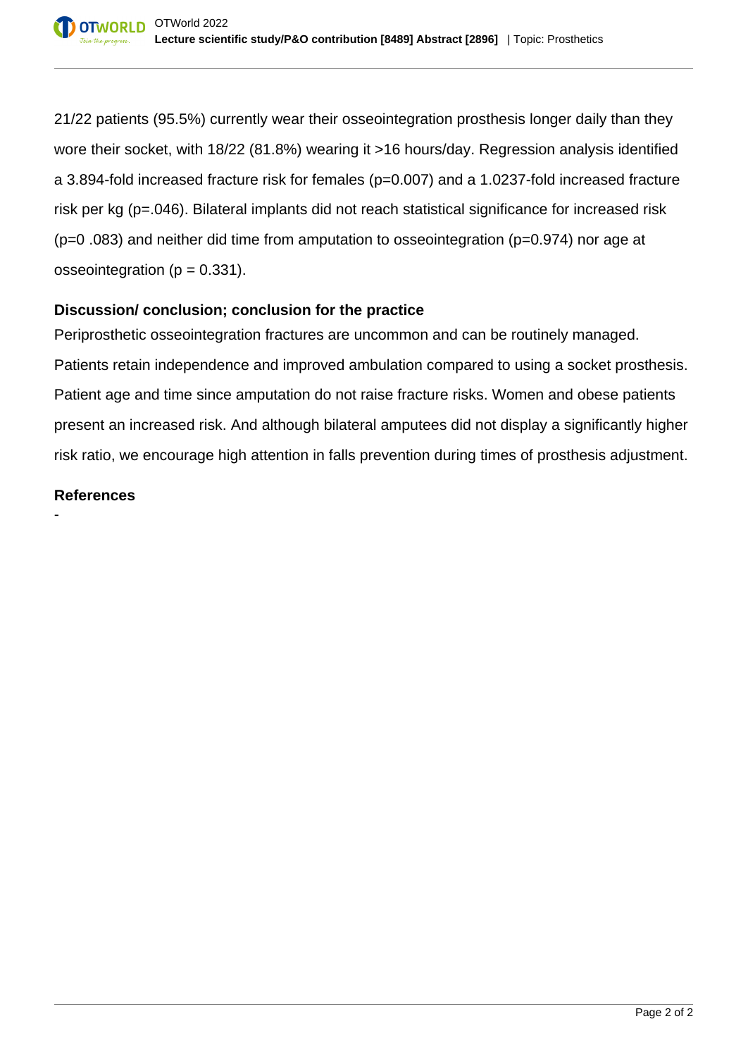21/22 patients (95.5%) currently wear their osseointegration prosthesis longer daily than they wore their socket, with 18/22 (81.8%) wearing it >16 hours/day. Regression analysis identified a 3.894-fold increased fracture risk for females ($p=0.007$) and a 1.0237-fold increased fracture risk per kg ($p=.046$). Bilateral implants did not reach statistical significance for increased risk ($p=0$ .083) and neither did time from amputation to osseointegration ($p=0.974$) nor age at osseointegration ($p = 0.331$).

### Discussion/ conclusion; conclusion for the practice

Periprosthetic osseointegration fractures are uncommon and can be routinely managed. Patients retain independence and improved ambulation compared to using a socket prosthesis. Patient age and time since amputation do not raise fracture risks. Women and obese patients present an increased risk. And although bilateral amputees did not display a significantly higher risk ratio, we encourage high attention in falls prevention during times of prosthesis adjustment.

### References

-